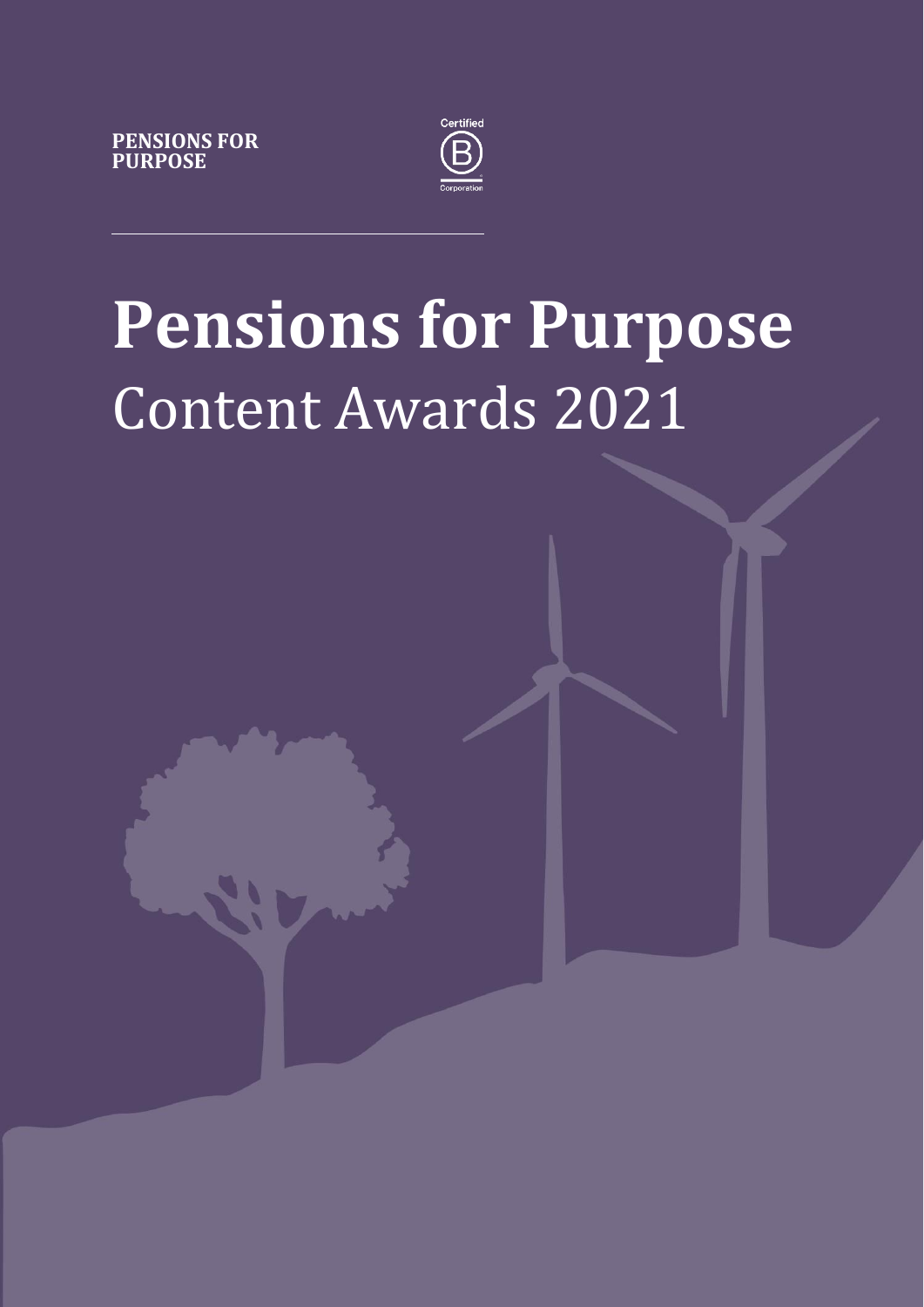PENSIONS FOR PURPOSE

Certified B Corporation

# Pensions for Purpose
## Content Awards 2021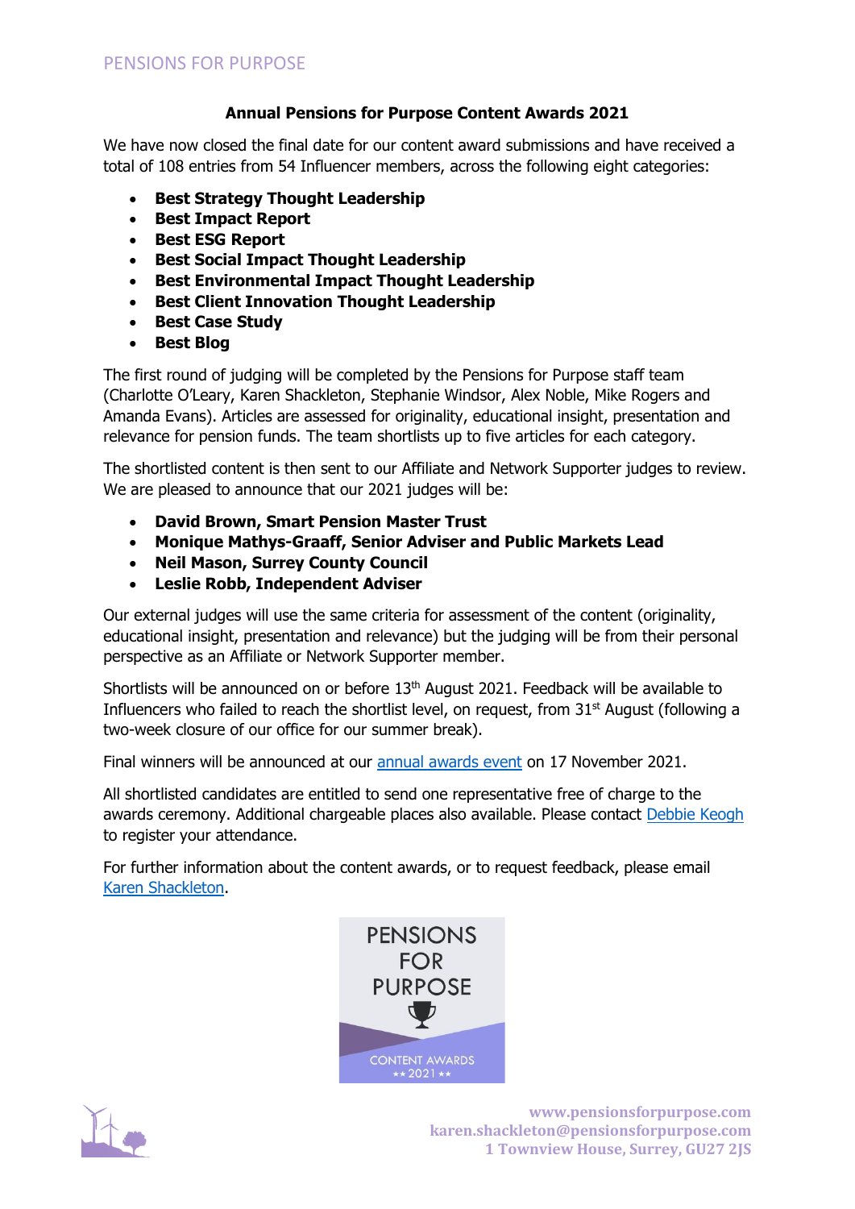## Annual Pensions for Purpose Content Awards 2021

We have now closed the final date for our content award submissions and have received a total of 108 entries from 54 Influencer members, across the following eight categories:

- **Best Strategy Thought Leadership**
- **Best Impact Report**
- **Best ESG Report**
- **Best Social Impact Thought Leadership**
- **Best Environmental Impact Thought Leadership**
- **Best Client Innovation Thought Leadership**
- **Best Case Study**
- **Best Blog**

The first round of judging will be completed by the Pensions for Purpose staff team (Charlotte O'Leary, Karen Shackleton, Stephanie Windsor, Alex Noble, Mike Rogers and Amanda Evans). Articles are assessed for originality, educational insight, presentation and relevance for pension funds. The team shortlists up to five articles for each category.

The shortlisted content is then sent to our Affiliate and Network Supporter judges to review. We are pleased to announce that our 2021 judges will be:

- **David Brown, Smart Pension Master Trust**
- **Monique Mathys-Graaff, Senior Adviser and Public Markets Lead**
- **Neil Mason, Surrey County Council**
- **Leslie Robb, Independent Adviser**

Our external judges will use the same criteria for assessment of the content (originality, educational insight, presentation and relevance) but the judging will be from their personal perspective as an Affiliate or Network Supporter member.

Shortlists will be announced on or before 13th August 2021. Feedback will be available to Influencers who failed to reach the shortlist level, on request, from 31st August (following a two-week closure of our office for our summer break).

Final winners will be announced at our annual awards event on 17 November 2021.

All shortlisted candidates are entitled to send one representative free of charge to the awards ceremony. Additional chargeable places also available. Please contact Debbie Keogh to register your attendance.

For further information about the content awards, or to request feedback, please email Karen Shackleton.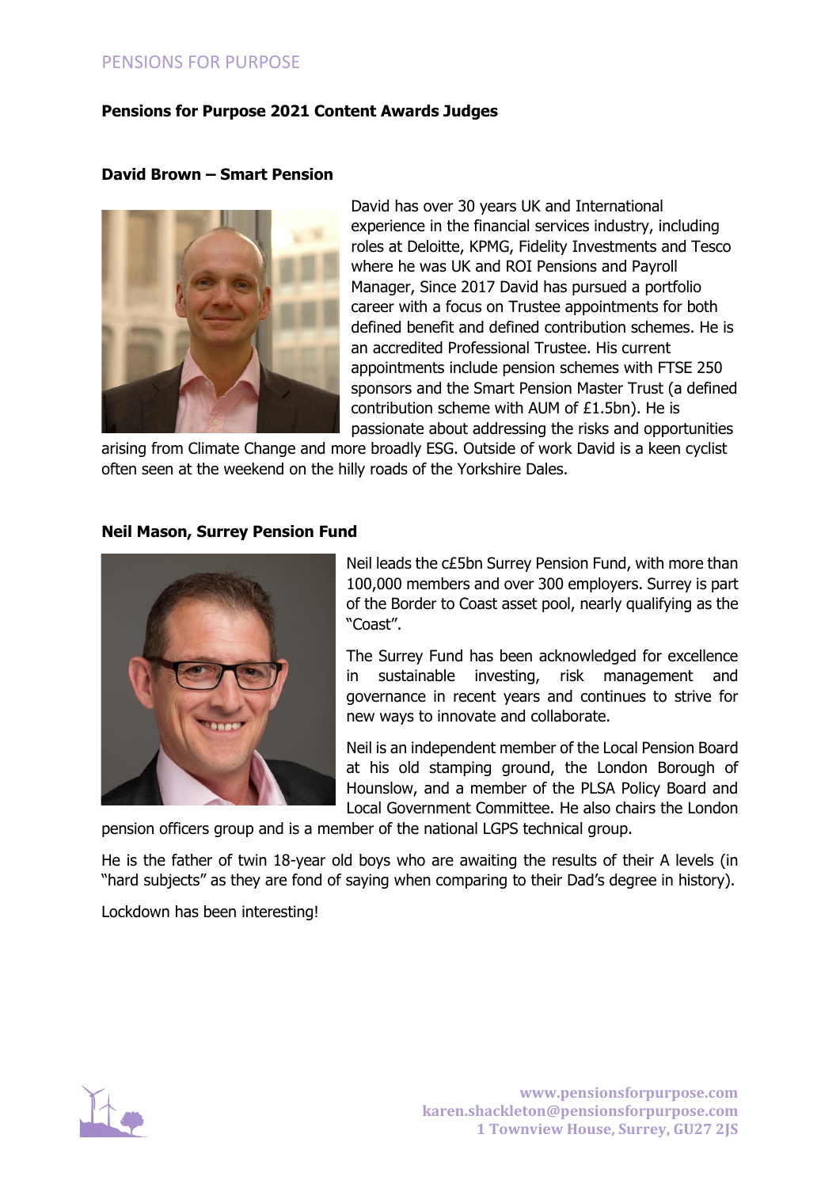**Pensions for Purpose 2021 Content Awards Judges**

**David Brown – Smart Pension**

David has over 30 years UK and International experience in the financial services industry, including roles at Deloitte, KPMG, Fidelity Investments and Tesco where he was UK and ROI Pensions and Payroll Manager, Since 2017 David has pursued a portfolio career with a focus on Trustee appointments for both defined benefit and defined contribution schemes. He is an accredited Professional Trustee. His current appointments include pension schemes with FTSE 250 sponsors and the Smart Pension Master Trust (a defined contribution scheme with AUM of £1.5bn). He is passionate about addressing the risks and opportunities arising from Climate Change and more broadly ESG. Outside of work David is a keen cyclist often seen at the weekend on the hilly roads of the Yorkshire Dales.

**Neil Mason, Surrey Pension Fund**

Neil leads the c£5bn Surrey Pension Fund, with more than 100,000 members and over 300 employers. Surrey is part of the Border to Coast asset pool, nearly qualifying as the "Coast".

The Surrey Fund has been acknowledged for excellence in sustainable investing, risk management and governance in recent years and continues to strive for new ways to innovate and collaborate.

Neil is an independent member of the Local Pension Board at his old stamping ground, the London Borough of Hounslow, and a member of the PLSA Policy Board and Local Government Committee. He also chairs the London pension officers group and is a member of the national LGPS technical group.

He is the father of twin 18-year old boys who are awaiting the results of their A levels (in "hard subjects" as they are fond of saying when comparing to their Dad's degree in history).

Lockdown has been interesting!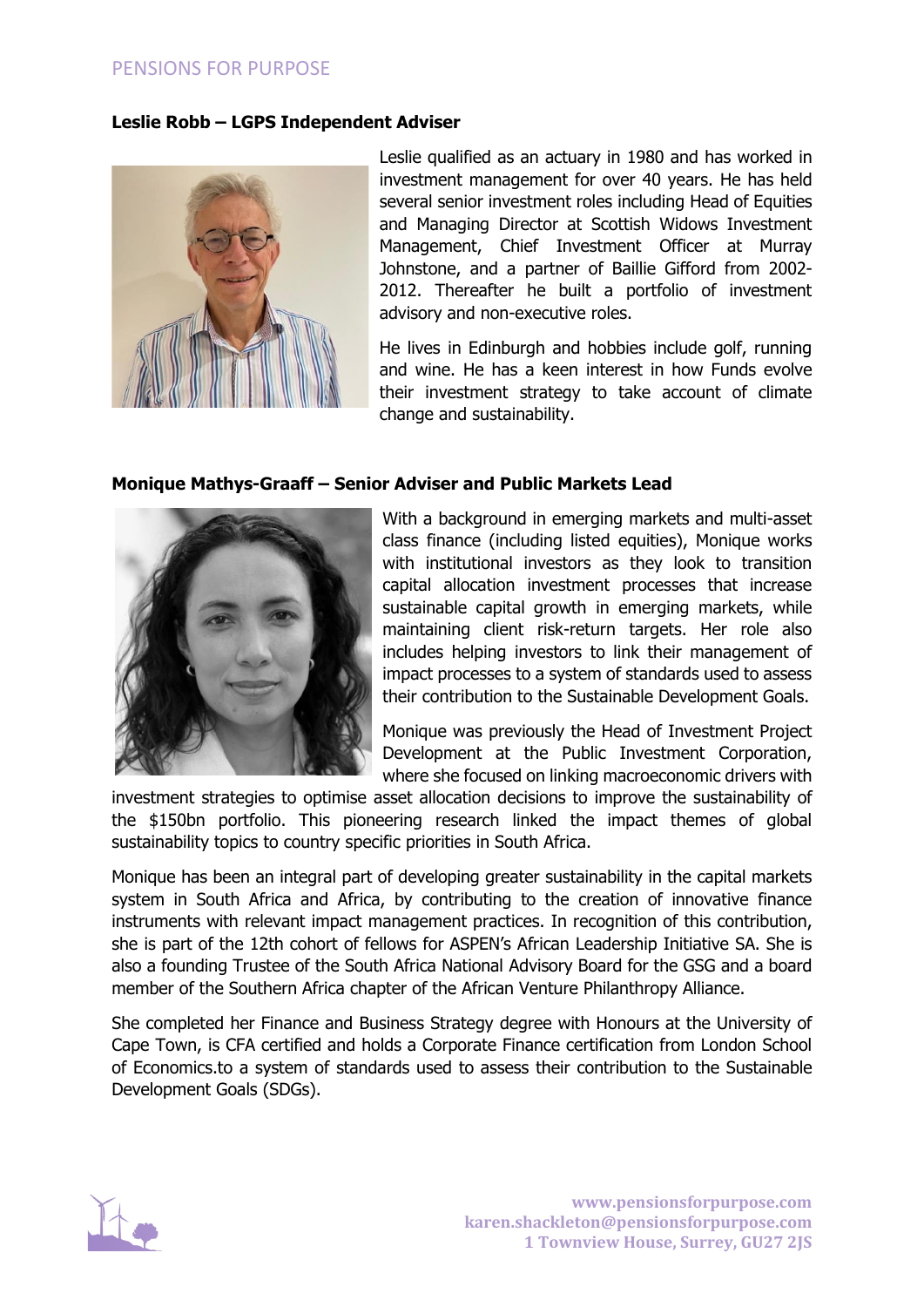**Leslie Robb – LGPS Independent Adviser**

Leslie qualified as an actuary in 1980 and has worked in investment management for over 40 years. He has held several senior investment roles including Head of Equities and Managing Director at Scottish Widows Investment Management, Chief Investment Officer at Murray Johnstone, and a partner of Baillie Gifford from 2002-2012. Thereafter he built a portfolio of investment advisory and non-executive roles.

He lives in Edinburgh and hobbies include golf, running and wine. He has a keen interest in how Funds evolve their investment strategy to take account of climate change and sustainability.

**Monique Mathys-Graaff – Senior Adviser and Public Markets Lead**

With a background in emerging markets and multi-asset class finance (including listed equities), Monique works with institutional investors as they look to transition capital allocation investment processes that increase sustainable capital growth in emerging markets, while maintaining client risk-return targets. Her role also includes helping investors to link their management of impact processes to a system of standards used to assess their contribution to the Sustainable Development Goals.

Monique was previously the Head of Investment Project Development at the Public Investment Corporation, where she focused on linking macroeconomic drivers with investment strategies to optimise asset allocation decisions to improve the sustainability of the $150bn portfolio. This pioneering research linked the impact themes of global sustainability topics to country specific priorities in South Africa.

Monique has been an integral part of developing greater sustainability in the capital markets system in South Africa and Africa, by contributing to the creation of innovative finance instruments with relevant impact management practices. In recognition of this contribution, she is part of the 12th cohort of fellows for ASPEN's African Leadership Initiative SA. She is also a founding Trustee of the South Africa National Advisory Board for the GSG and a board member of the Southern Africa chapter of the African Venture Philanthropy Alliance.

She completed her Finance and Business Strategy degree with Honours at the University of Cape Town, is CFA certified and holds a Corporate Finance certification from London School of Economics.to a system of standards used to assess their contribution to the Sustainable Development Goals (SDGs).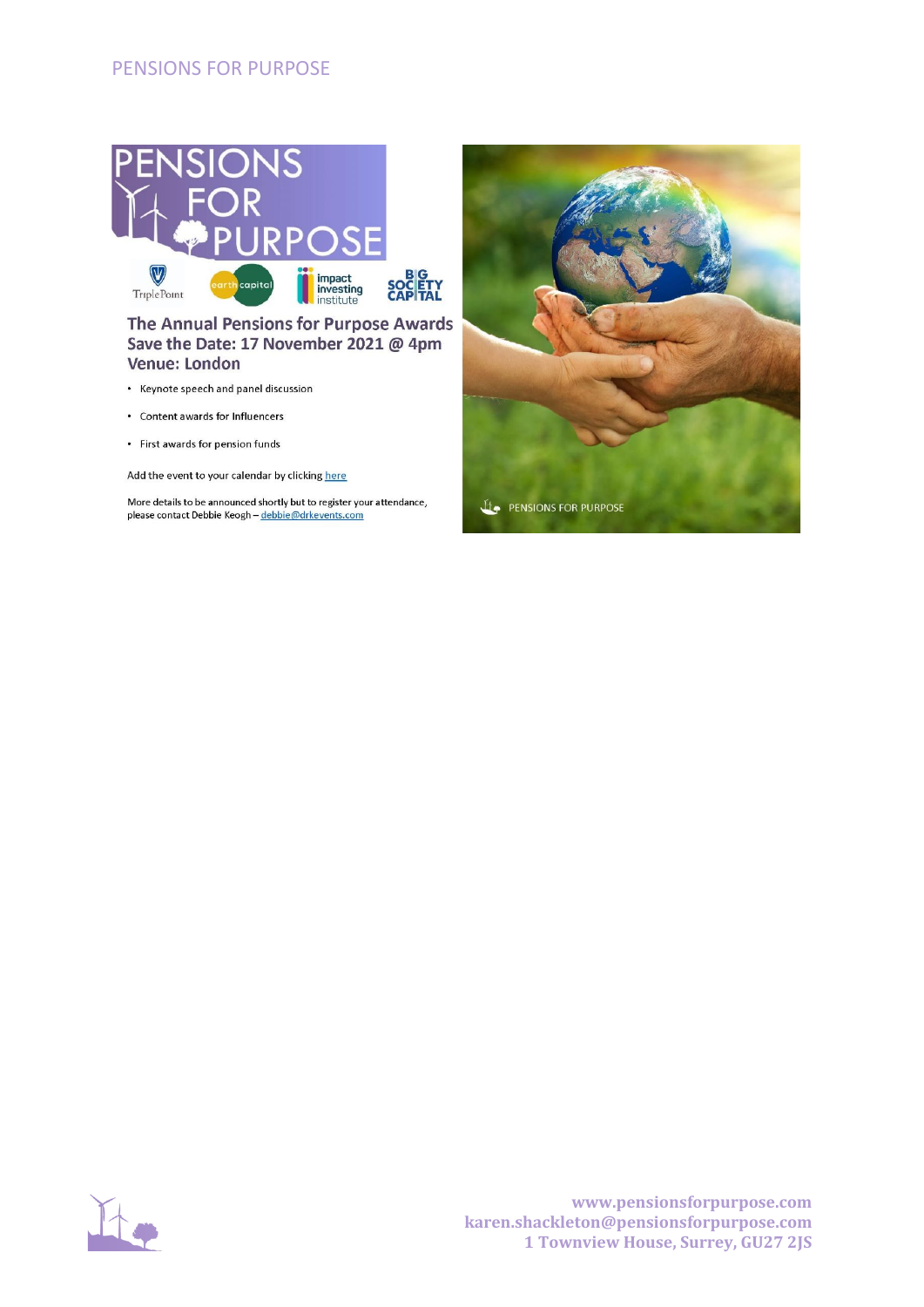# The Annual Pensions for Purpose Awards

**Save the Date: 17 November 2021 @ 4pm**

**Venue: London**

- Keynote speech and panel discussion
- Content awards for Influencers
- First awards for pension funds

Add the event to your calendar by clicking here

More details to be announced shortly but to register your attendance, please contact Debbie Keogh – debbie@drkevents.com

www.pensionsforpurpose.com
karen.shackleton@pensionsforpurpose.com
1 Townview House, Surrey, GU27 2JS